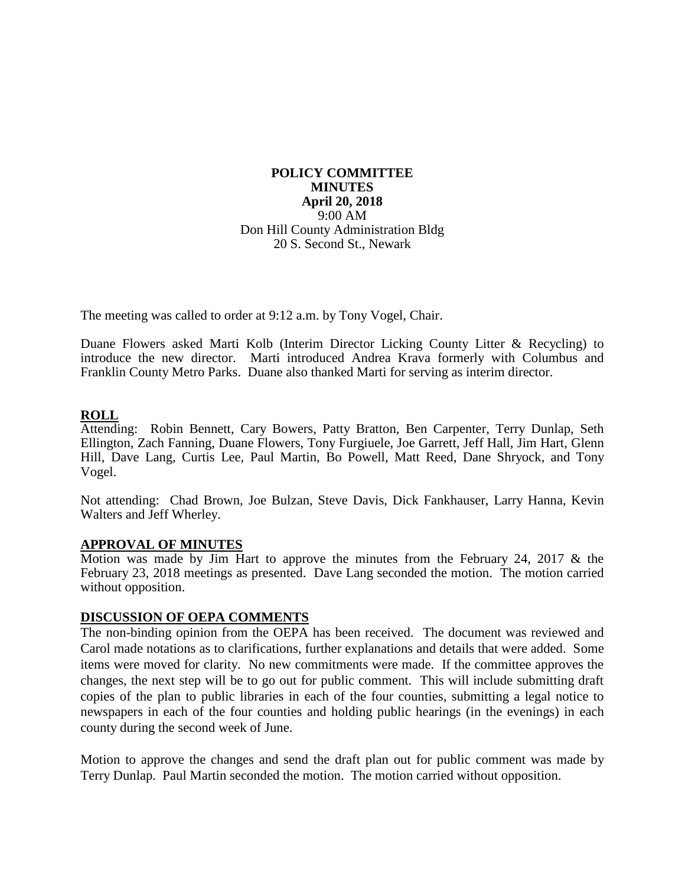**POLICY COMMITTEE**
**MINUTES**
**April 20, 2018**
9:00 AM
Don Hill County Administration Bldg
20 S. Second St., Newark

The meeting was called to order at 9:12 a.m. by Tony Vogel, Chair.

Duane Flowers asked Marti Kolb (Interim Director Licking County Litter & Recycling) to introduce the new director. Marti introduced Andrea Krava formerly with Columbus and Franklin County Metro Parks. Duane also thanked Marti for serving as interim director.

## ROLL

Attending: Robin Bennett, Cary Bowers, Patty Bratton, Ben Carpenter, Terry Dunlap, Seth Ellington, Zach Fanning, Duane Flowers, Tony Furgiuele, Joe Garrett, Jeff Hall, Jim Hart, Glenn Hill, Dave Lang, Curtis Lee, Paul Martin, Bo Powell, Matt Reed, Dane Shryock, and Tony Vogel.

Not attending: Chad Brown, Joe Bulzan, Steve Davis, Dick Fankhauser, Larry Hanna, Kevin Walters and Jeff Wherley.

## APPROVAL OF MINUTES

Motion was made by Jim Hart to approve the minutes from the February 24, 2017 & the February 23, 2018 meetings as presented. Dave Lang seconded the motion. The motion carried without opposition.

## DISCUSSION OF OEPA COMMENTS

The non-binding opinion from the OEPA has been received. The document was reviewed and Carol made notations as to clarifications, further explanations and details that were added. Some items were moved for clarity. No new commitments were made. If the committee approves the changes, the next step will be to go out for public comment. This will include submitting draft copies of the plan to public libraries in each of the four counties, submitting a legal notice to newspapers in each of the four counties and holding public hearings (in the evenings) in each county during the second week of June.

Motion to approve the changes and send the draft plan out for public comment was made by Terry Dunlap. Paul Martin seconded the motion. The motion carried without opposition.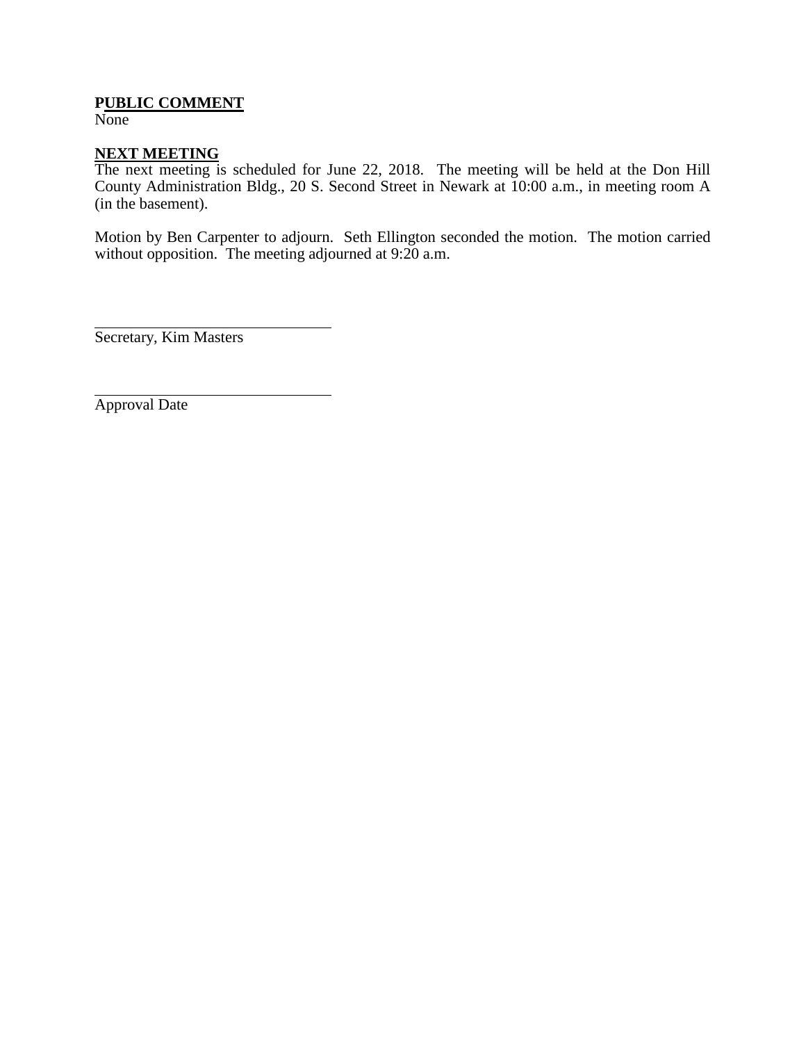**PUBLIC COMMENT**

None

**NEXT MEETING**

The next meeting is scheduled for June 22, 2018. The meeting will be held at the Don Hill County Administration Bldg., 20 S. Second Street in Newark at 10:00 a.m., in meeting room A (in the basement).

Motion by Ben Carpenter to adjourn. Seth Ellington seconded the motion. The motion carried without opposition. The meeting adjourned at 9:20 a.m.

\_\_\_\_\_\_\_\_\_\_\_\_\_\_\_\_\_\_\_\_\_\_\_\_\_\_\_\_\_\_\_\_

Secretary, Kim Masters

\_\_\_\_\_\_\_\_\_\_\_\_\_\_\_\_\_\_\_\_\_\_\_\_\_\_\_\_\_\_\_\_

Approval Date